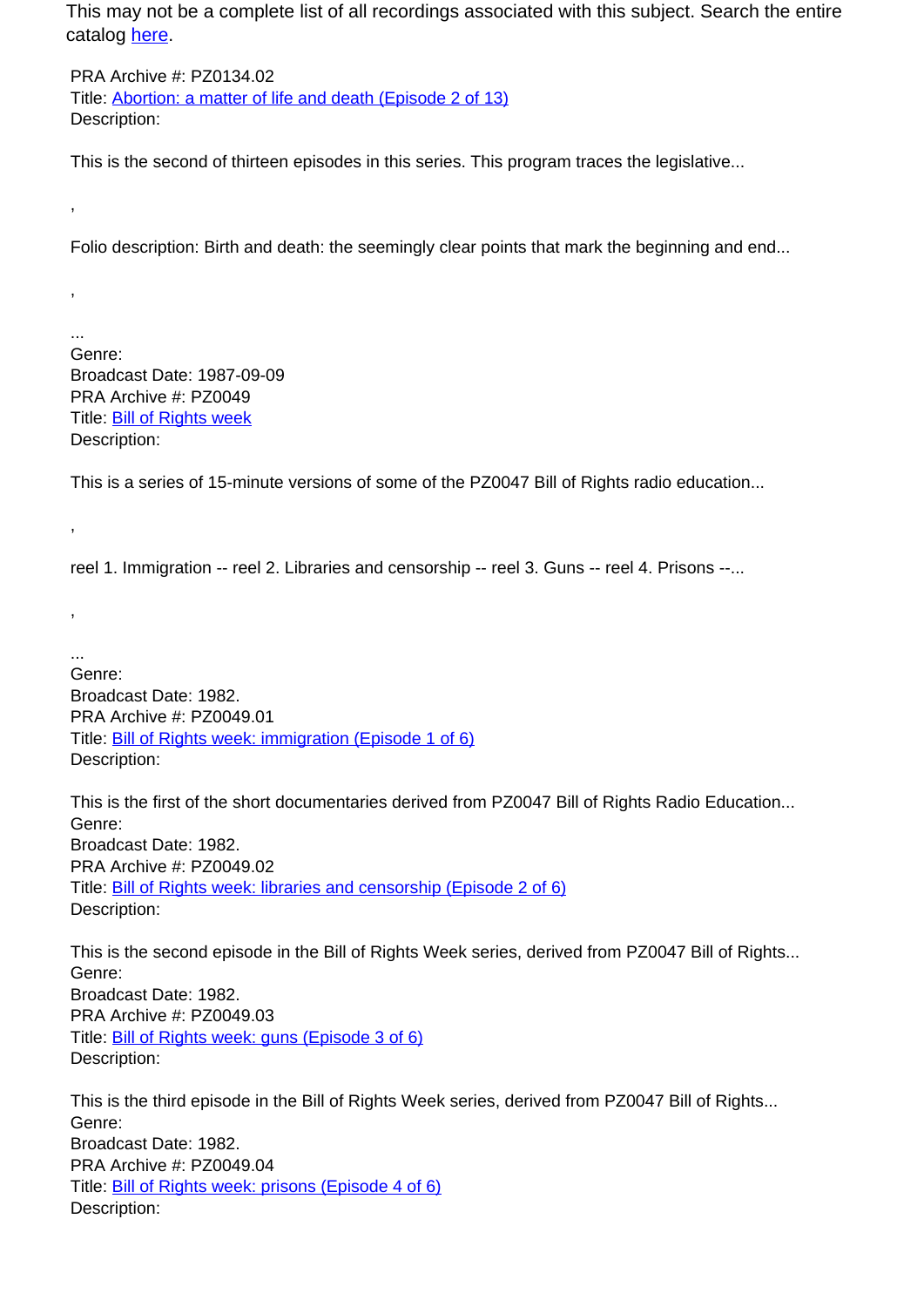This may not be a complete list of all recordings associated with this subject. Search the entire catalog [here](#).

PRA Archive #: PZ0134.02
Title: [Abortion: a matter of life and death (Episode 2 of 13)](#)
Description:

This is the second of thirteen episodes in this series. This program traces the legislative...

,

Folio description: Birth and death: the seemingly clear points that mark the beginning and end...

,

...
Genre:
Broadcast Date: 1987-09-09
PRA Archive #: PZ0049
Title: [Bill of Rights week](#)
Description:

This is a series of 15-minute versions of some of the PZ0047 Bill of Rights radio education...

,

reel 1. Immigration -- reel 2. Libraries and censorship -- reel 3. Guns -- reel 4. Prisons --...

,

...
Genre:
Broadcast Date: 1982.
PRA Archive #: PZ0049.01
Title: [Bill of Rights week: immigration (Episode 1 of 6)](#)
Description:

This is the first of the short documentaries derived from PZ0047 Bill of Rights Radio Education...
Genre:
Broadcast Date: 1982.
PRA Archive #: PZ0049.02
Title: [Bill of Rights week: libraries and censorship (Episode 2 of 6)](#)
Description:

This is the second episode in the Bill of Rights Week series, derived from PZ0047 Bill of Rights...
Genre:
Broadcast Date: 1982.
PRA Archive #: PZ0049.03
Title: [Bill of Rights week: guns (Episode 3 of 6)](#)
Description:

This is the third episode in the Bill of Rights Week series, derived from PZ0047 Bill of Rights...
Genre:
Broadcast Date: 1982.
PRA Archive #: PZ0049.04
Title: [Bill of Rights week: prisons (Episode 4 of 6)](#)
Description: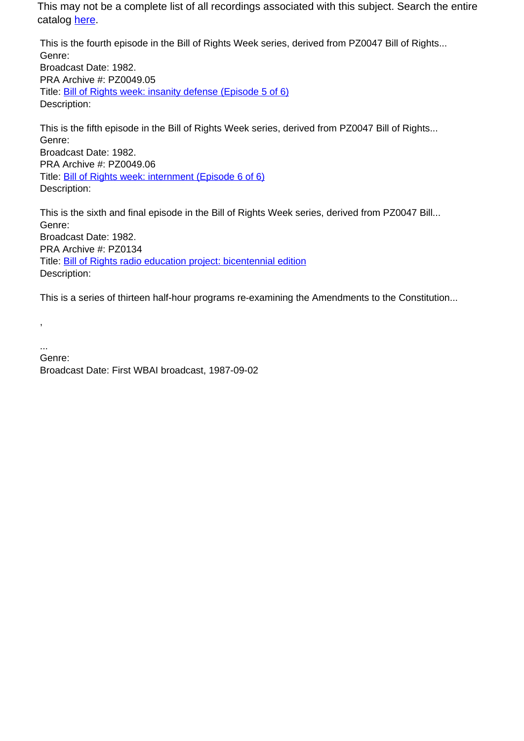This may not be a complete list of all recordings associated with this subject. Search the entire catalog here.

This is the fourth episode in the Bill of Rights Week series, derived from PZ0047 Bill of Rights...
Genre:
Broadcast Date: 1982.
PRA Archive #: PZ0049.05
Title: Bill of Rights week: insanity defense (Episode 5 of 6)
Description:

This is the fifth episode in the Bill of Rights Week series, derived from PZ0047 Bill of Rights...
Genre:
Broadcast Date: 1982.
PRA Archive #: PZ0049.06
Title: Bill of Rights week: internment (Episode 6 of 6)
Description:

This is the sixth and final episode in the Bill of Rights Week series, derived from PZ0047 Bill...
Genre:
Broadcast Date: 1982.
PRA Archive #: PZ0134
Title: Bill of Rights radio education project: bicentennial edition
Description:

This is a series of thirteen half-hour programs re-examining the Amendments to the Constitution...

,

...
Genre:
Broadcast Date: First WBAI broadcast, 1987-09-02